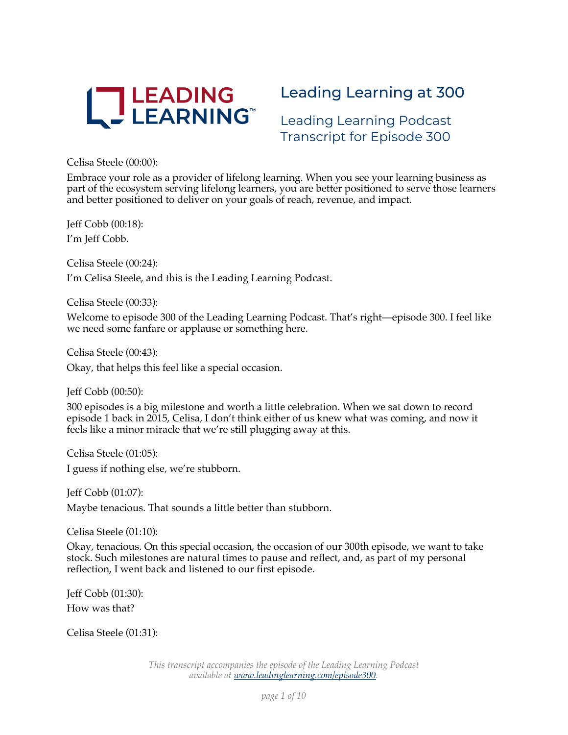# Leading Learning at 300

## Leading Learning Podcast Transcript for Episode 300

Celisa Steele (00:00):

Embrace your role as a provider of lifelong learning. When you see your learning business as part of the ecosystem serving lifelong learners, you are better positioned to serve those learners and better positioned to deliver on your goals of reach, revenue, and impact.

Jeff Cobb (00:18):

I'm Jeff Cobb.

Celisa Steele (00:24):

I'm Celisa Steele, and this is the Leading Learning Podcast.

Celisa Steele (00:33):

Welcome to episode 300 of the Leading Learning Podcast. That's right—episode 300. I feel like we need some fanfare or applause or something here.

Celisa Steele (00:43):

Okay, that helps this feel like a special occasion.

Jeff Cobb (00:50):

300 episodes is a big milestone and worth a little celebration. When we sat down to record episode 1 back in 2015, Celisa, I don't think either of us knew what was coming, and now it feels like a minor miracle that we're still plugging away at this.

Celisa Steele (01:05):

I guess if nothing else, we're stubborn.

Jeff Cobb (01:07):

Maybe tenacious. That sounds a little better than stubborn.

Celisa Steele (01:10):

Okay, tenacious. On this special occasion, the occasion of our 300th episode, we want to take stock. Such milestones are natural times to pause and reflect, and, as part of my personal reflection, I went back and listened to our first episode.

Jeff Cobb (01:30):

How was that?

Celisa Steele (01:31):

*This transcript accompanies the episode of the Leading Learning Podcast available at [www.leadinglearning.com/episode300](www.leadinglearning.com/episode300).*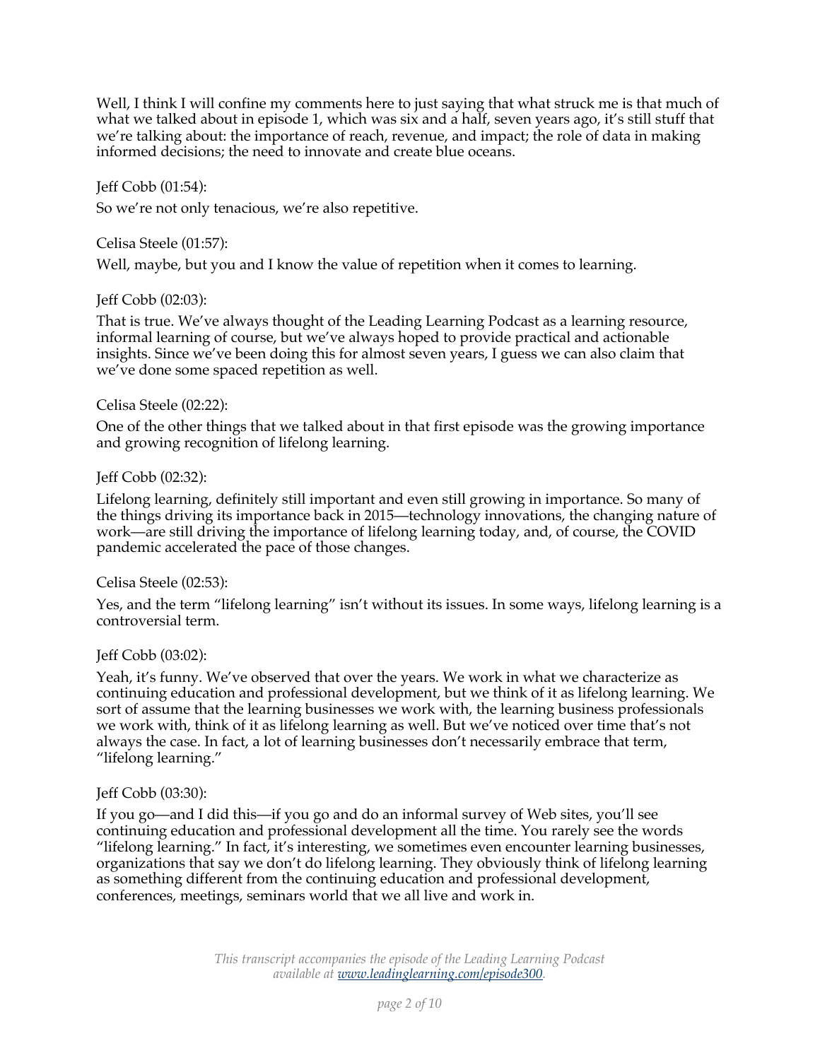Well, I think I will confine my comments here to just saying that what struck me is that much of what we talked about in episode 1, which was six and a half, seven years ago, it's still stuff that we're talking about: the importance of reach, revenue, and impact; the role of data in making informed decisions; the need to innovate and create blue oceans.

Jeff Cobb (01:54):

So we're not only tenacious, we're also repetitive.

Celisa Steele (01:57):

Well, maybe, but you and I know the value of repetition when it comes to learning.

Jeff Cobb (02:03):

That is true. We've always thought of the Leading Learning Podcast as a learning resource, informal learning of course, but we've always hoped to provide practical and actionable insights. Since we've been doing this for almost seven years, I guess we can also claim that we've done some spaced repetition as well.

Celisa Steele (02:22):

One of the other things that we talked about in that first episode was the growing importance and growing recognition of lifelong learning.

Jeff Cobb (02:32):

Lifelong learning, definitely still important and even still growing in importance. So many of the things driving its importance back in 2015—technology innovations, the changing nature of work—are still driving the importance of lifelong learning today, and, of course, the COVID pandemic accelerated the pace of those changes.

Celisa Steele (02:53):

Yes, and the term "lifelong learning" isn't without its issues. In some ways, lifelong learning is a controversial term.

Jeff Cobb (03:02):

Yeah, it's funny. We've observed that over the years. We work in what we characterize as continuing education and professional development, but we think of it as lifelong learning. We sort of assume that the learning businesses we work with, the learning business professionals we work with, think of it as lifelong learning as well. But we've noticed over time that's not always the case. In fact, a lot of learning businesses don't necessarily embrace that term, "lifelong learning."

Jeff Cobb (03:30):

If you go—and I did this—if you go and do an informal survey of Web sites, you'll see continuing education and professional development all the time. You rarely see the words "lifelong learning." In fact, it's interesting, we sometimes even encounter learning businesses, organizations that say we don't do lifelong learning. They obviously think of lifelong learning as something different from the continuing education and professional development, conferences, meetings, seminars world that we all live and work in.

*This transcript accompanies the episode of the Leading Learning Podcast available at [www.leadinglearning.com/episode300](www.leadinglearning.com/episode300).*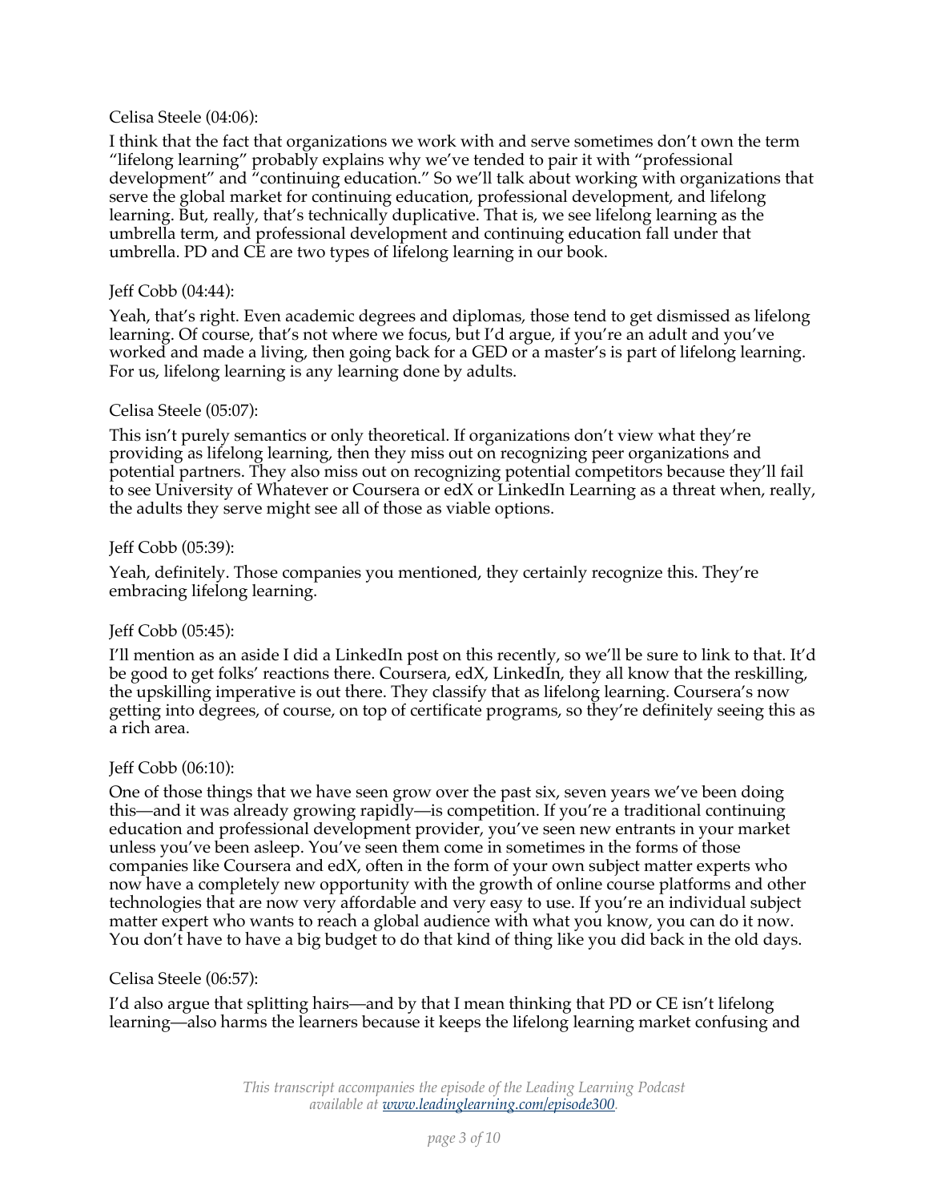Celisa Steele (04:06):

I think that the fact that organizations we work with and serve sometimes don't own the term "lifelong learning" probably explains why we've tended to pair it with "professional development" and "continuing education." So we'll talk about working with organizations that serve the global market for continuing education, professional development, and lifelong learning. But, really, that's technically duplicative. That is, we see lifelong learning as the umbrella term, and professional development and continuing education fall under that umbrella. PD and CE are two types of lifelong learning in our book.

Jeff Cobb (04:44):

Yeah, that's right. Even academic degrees and diplomas, those tend to get dismissed as lifelong learning. Of course, that's not where we focus, but I'd argue, if you're an adult and you've worked and made a living, then going back for a GED or a master's is part of lifelong learning. For us, lifelong learning is any learning done by adults.

Celisa Steele (05:07):

This isn't purely semantics or only theoretical. If organizations don't view what they're providing as lifelong learning, then they miss out on recognizing peer organizations and potential partners. They also miss out on recognizing potential competitors because they'll fail to see University of Whatever or Coursera or edX or LinkedIn Learning as a threat when, really, the adults they serve might see all of those as viable options.

Jeff Cobb (05:39):

Yeah, definitely. Those companies you mentioned, they certainly recognize this. They're embracing lifelong learning.

Jeff Cobb (05:45):

I'll mention as an aside I did a LinkedIn post on this recently, so we'll be sure to link to that. It'd be good to get folks' reactions there. Coursera, edX, LinkedIn, they all know that the reskilling, the upskilling imperative is out there. They classify that as lifelong learning. Coursera's now getting into degrees, of course, on top of certificate programs, so they're definitely seeing this as a rich area.

Jeff Cobb (06:10):

One of those things that we have seen grow over the past six, seven years we've been doing this—and it was already growing rapidly—is competition. If you're a traditional continuing education and professional development provider, you've seen new entrants in your market unless you've been asleep. You've seen them come in sometimes in the forms of those companies like Coursera and edX, often in the form of your own subject matter experts who now have a completely new opportunity with the growth of online course platforms and other technologies that are now very affordable and very easy to use. If you're an individual subject matter expert who wants to reach a global audience with what you know, you can do it now. You don't have to have a big budget to do that kind of thing like you did back in the old days.

Celisa Steele (06:57):

I'd also argue that splitting hairs—and by that I mean thinking that PD or CE isn't lifelong learning—also harms the learners because it keeps the lifelong learning market confusing and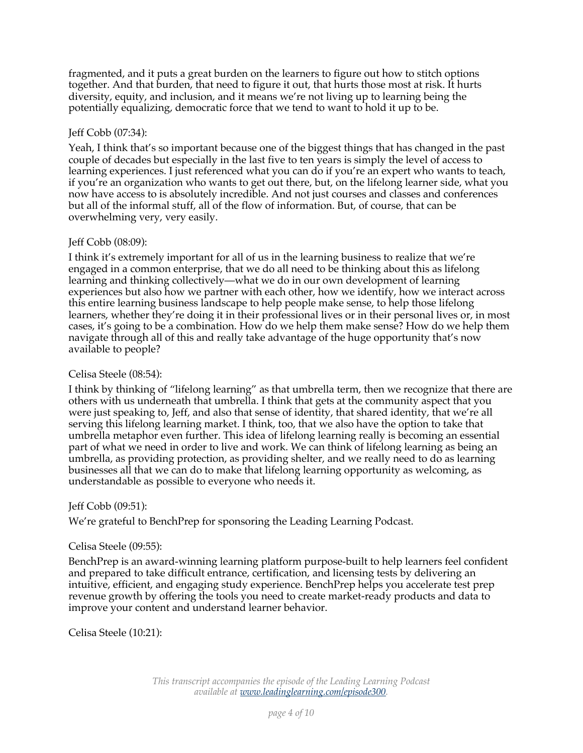fragmented, and it puts a great burden on the learners to figure out how to stitch options together. And that burden, that need to figure it out, that hurts those most at risk. It hurts diversity, equity, and inclusion, and it means we're not living up to learning being the potentially equalizing, democratic force that we tend to want to hold it up to be.

Jeff Cobb (07:34):

Yeah, I think that's so important because one of the biggest things that has changed in the past couple of decades but especially in the last five to ten years is simply the level of access to learning experiences. I just referenced what you can do if you're an expert who wants to teach, if you're an organization who wants to get out there, but, on the lifelong learner side, what you now have access to is absolutely incredible. And not just courses and classes and conferences but all of the informal stuff, all of the flow of information. But, of course, that can be overwhelming very, very easily.

Jeff Cobb (08:09):

I think it's extremely important for all of us in the learning business to realize that we're engaged in a common enterprise, that we do all need to be thinking about this as lifelong learning and thinking collectively—what we do in our own development of learning experiences but also how we partner with each other, how we identify, how we interact across this entire learning business landscape to help people make sense, to help those lifelong learners, whether they're doing it in their professional lives or in their personal lives or, in most cases, it's going to be a combination. How do we help them make sense? How do we help them navigate through all of this and really take advantage of the huge opportunity that's now available to people?

Celisa Steele (08:54):

I think by thinking of "lifelong learning" as that umbrella term, then we recognize that there are others with us underneath that umbrella. I think that gets at the community aspect that you were just speaking to, Jeff, and also that sense of identity, that shared identity, that we're all serving this lifelong learning market. I think, too, that we also have the option to take that umbrella metaphor even further. This idea of lifelong learning really is becoming an essential part of what we need in order to live and work. We can think of lifelong learning as being an umbrella, as providing protection, as providing shelter, and we really need to do as learning businesses all that we can do to make that lifelong learning opportunity as welcoming, as understandable as possible to everyone who needs it.

Jeff Cobb (09:51):

We're grateful to BenchPrep for sponsoring the Leading Learning Podcast.

Celisa Steele (09:55):

BenchPrep is an award-winning learning platform purpose-built to help learners feel confident and prepared to take difficult entrance, certification, and licensing tests by delivering an intuitive, efficient, and engaging study experience. BenchPrep helps you accelerate test prep revenue growth by offering the tools you need to create market-ready products and data to improve your content and understand learner behavior.

Celisa Steele (10:21):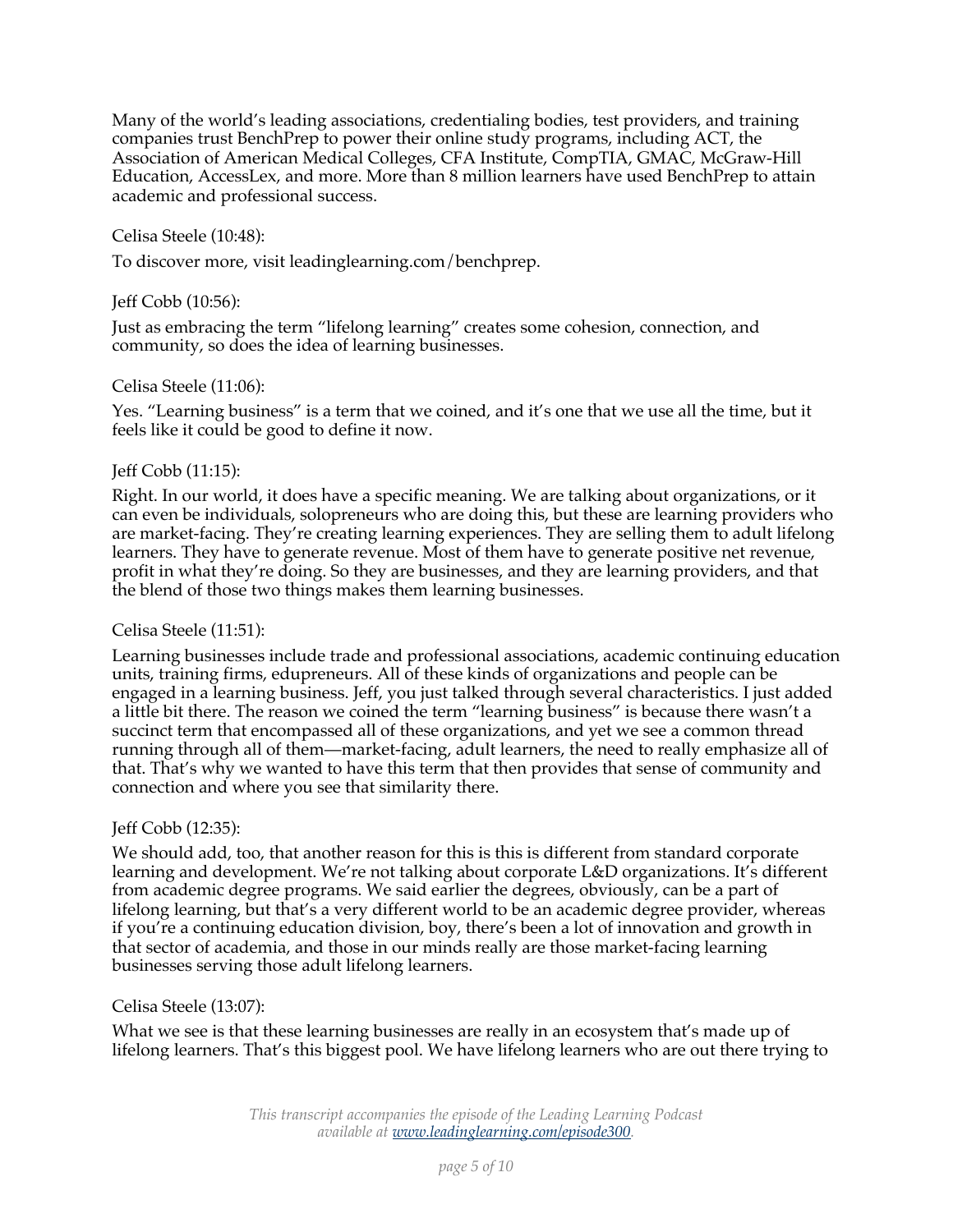Many of the world's leading associations, credentialing bodies, test providers, and training companies trust BenchPrep to power their online study programs, including ACT, the Association of American Medical Colleges, CFA Institute, CompTIA, GMAC, McGraw-Hill Education, AccessLex, and more. More than 8 million learners have used BenchPrep to attain academic and professional success.

Celisa Steele (10:48):

To discover more, visit leadinglearning.com/benchprep.

Jeff Cobb (10:56):

Just as embracing the term "lifelong learning" creates some cohesion, connection, and community, so does the idea of learning businesses.

Celisa Steele (11:06):

Yes. "Learning business" is a term that we coined, and it's one that we use all the time, but it feels like it could be good to define it now.

Jeff Cobb (11:15):

Right. In our world, it does have a specific meaning. We are talking about organizations, or it can even be individuals, solopreneurs who are doing this, but these are learning providers who are market-facing. They're creating learning experiences. They are selling them to adult lifelong learners. They have to generate revenue. Most of them have to generate positive net revenue, profit in what they're doing. So they are businesses, and they are learning providers, and that the blend of those two things makes them learning businesses.

Celisa Steele (11:51):

Learning businesses include trade and professional associations, academic continuing education units, training firms, edupreneurs. All of these kinds of organizations and people can be engaged in a learning business. Jeff, you just talked through several characteristics. I just added a little bit there. The reason we coined the term "learning business" is because there wasn't a succinct term that encompassed all of these organizations, and yet we see a common thread running through all of them—market-facing, adult learners, the need to really emphasize all of that. That's why we wanted to have this term that then provides that sense of community and connection and where you see that similarity there.

Jeff Cobb (12:35):

We should add, too, that another reason for this is this is different from standard corporate learning and development. We're not talking about corporate L&D organizations. It's different from academic degree programs. We said earlier the degrees, obviously, can be a part of lifelong learning, but that's a very different world to be an academic degree provider, whereas if you're a continuing education division, boy, there's been a lot of innovation and growth in that sector of academia, and those in our minds really are those market-facing learning businesses serving those adult lifelong learners.

Celisa Steele (13:07):

What we see is that these learning businesses are really in an ecosystem that's made up of lifelong learners. That's this biggest pool. We have lifelong learners who are out there trying to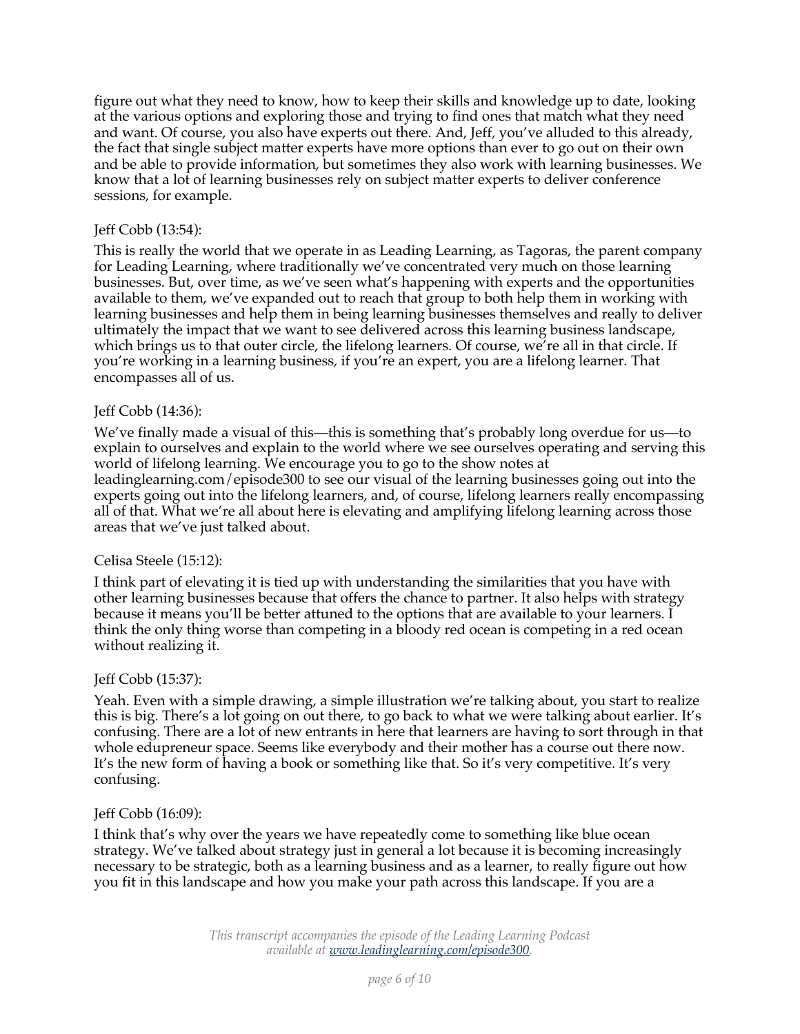figure out what they need to know, how to keep their skills and knowledge up to date, looking at the various options and exploring those and trying to find ones that match what they need and want. Of course, you also have experts out there. And, Jeff, you've alluded to this already, the fact that single subject matter experts have more options than ever to go out on their own and be able to provide information, but sometimes they also work with learning businesses. We know that a lot of learning businesses rely on subject matter experts to deliver conference sessions, for example.

Jeff Cobb (13:54):

This is really the world that we operate in as Leading Learning, as Tagoras, the parent company for Leading Learning, where traditionally we've concentrated very much on those learning businesses. But, over time, as we've seen what's happening with experts and the opportunities available to them, we've expanded out to reach that group to both help them in working with learning businesses and help them in being learning businesses themselves and really to deliver ultimately the impact that we want to see delivered across this learning business landscape, which brings us to that outer circle, the lifelong learners. Of course, we're all in that circle. If you're working in a learning business, if you're an expert, you are a lifelong learner. That encompasses all of us.

Jeff Cobb (14:36):

We've finally made a visual of this—this is something that's probably long overdue for us—to explain to ourselves and explain to the world where we see ourselves operating and serving this world of lifelong learning. We encourage you to go to the show notes at leadinglearning.com/episode300 to see our visual of the learning businesses going out into the experts going out into the lifelong learners, and, of course, lifelong learners really encompassing all of that. What we're all about here is elevating and amplifying lifelong learning across those areas that we've just talked about.

Celisa Steele (15:12):

I think part of elevating it is tied up with understanding the similarities that you have with other learning businesses because that offers the chance to partner. It also helps with strategy because it means you'll be better attuned to the options that are available to your learners. I think the only thing worse than competing in a bloody red ocean is competing in a red ocean without realizing it.

Jeff Cobb (15:37):

Yeah. Even with a simple drawing, a simple illustration we're talking about, you start to realize this is big. There's a lot going on out there, to go back to what we were talking about earlier. It's confusing. There are a lot of new entrants in here that learners are having to sort through in that whole edupreneur space. Seems like everybody and their mother has a course out there now. It's the new form of having a book or something like that. So it's very competitive. It's very confusing.

Jeff Cobb (16:09):

I think that's why over the years we have repeatedly come to something like blue ocean strategy. We've talked about strategy just in general a lot because it is becoming increasingly necessary to be strategic, both as a learning business and as a learner, to really figure out how you fit in this landscape and how you make your path across this landscape. If you are a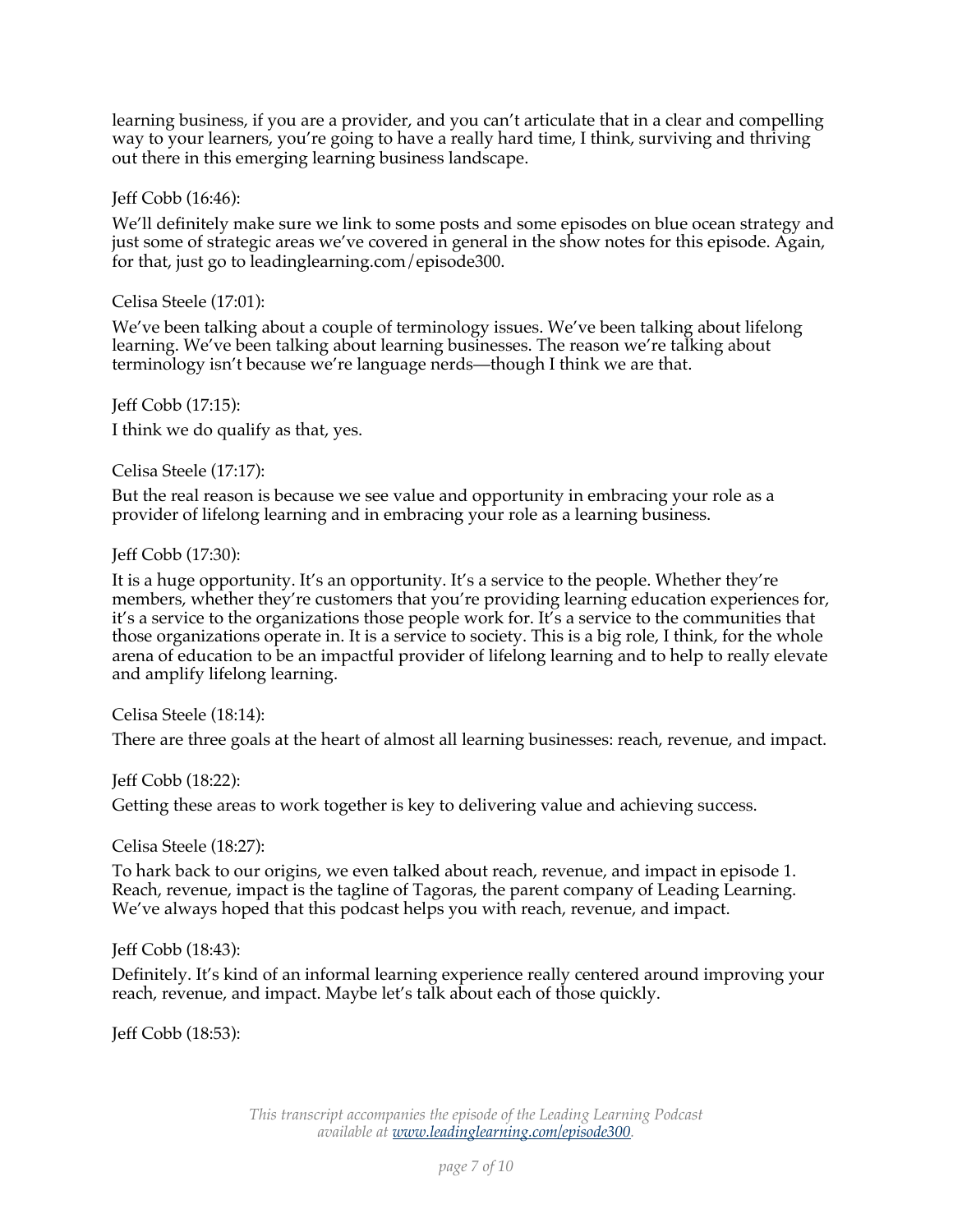learning business, if you are a provider, and you can't articulate that in a clear and compelling way to your learners, you're going to have a really hard time, I think, surviving and thriving out there in this emerging learning business landscape.

Jeff Cobb (16:46):

We'll definitely make sure we link to some posts and some episodes on blue ocean strategy and just some of strategic areas we've covered in general in the show notes for this episode. Again, for that, just go to leadinglearning.com/episode300.

Celisa Steele (17:01):

We've been talking about a couple of terminology issues. We've been talking about lifelong learning. We've been talking about learning businesses. The reason we're talking about terminology isn't because we're language nerds—though I think we are that.

Jeff Cobb (17:15):

I think we do qualify as that, yes.

Celisa Steele (17:17):

But the real reason is because we see value and opportunity in embracing your role as a provider of lifelong learning and in embracing your role as a learning business.

Jeff Cobb (17:30):

It is a huge opportunity. It's an opportunity. It's a service to the people. Whether they're members, whether they're customers that you're providing learning education experiences for, it's a service to the organizations those people work for. It's a service to the communities that those organizations operate in. It is a service to society. This is a big role, I think, for the whole arena of education to be an impactful provider of lifelong learning and to help to really elevate and amplify lifelong learning.

Celisa Steele (18:14):

There are three goals at the heart of almost all learning businesses: reach, revenue, and impact.

Jeff Cobb (18:22):

Getting these areas to work together is key to delivering value and achieving success.

Celisa Steele (18:27):

To hark back to our origins, we even talked about reach, revenue, and impact in episode 1. Reach, revenue, impact is the tagline of Tagoras, the parent company of Leading Learning. We've always hoped that this podcast helps you with reach, revenue, and impact.

Jeff Cobb (18:43):

Definitely. It's kind of an informal learning experience really centered around improving your reach, revenue, and impact. Maybe let's talk about each of those quickly.

Jeff Cobb (18:53):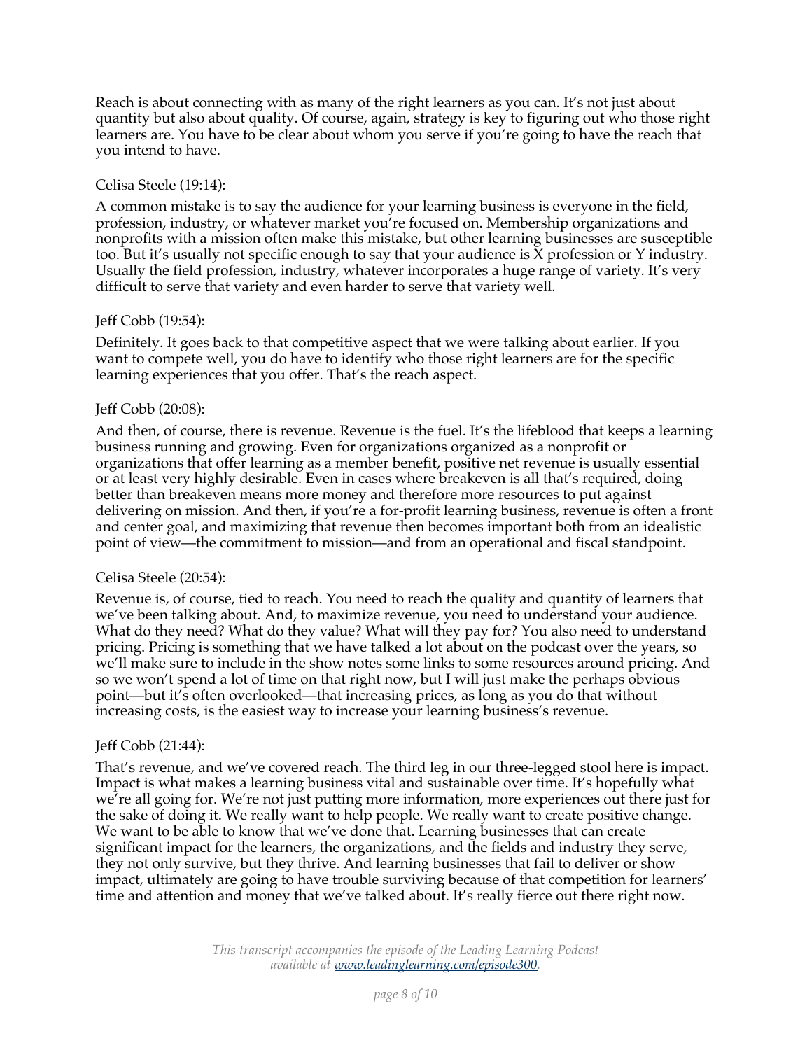Reach is about connecting with as many of the right learners as you can. It's not just about quantity but also about quality. Of course, again, strategy is key to figuring out who those right learners are. You have to be clear about whom you serve if you're going to have the reach that you intend to have.

Celisa Steele (19:14):

A common mistake is to say the audience for your learning business is everyone in the field, profession, industry, or whatever market you're focused on. Membership organizations and nonprofits with a mission often make this mistake, but other learning businesses are susceptible too. But it's usually not specific enough to say that your audience is X profession or Y industry. Usually the field profession, industry, whatever incorporates a huge range of variety. It's very difficult to serve that variety and even harder to serve that variety well.

Jeff Cobb (19:54):

Definitely. It goes back to that competitive aspect that we were talking about earlier. If you want to compete well, you do have to identify who those right learners are for the specific learning experiences that you offer. That's the reach aspect.

Jeff Cobb (20:08):

And then, of course, there is revenue. Revenue is the fuel. It's the lifeblood that keeps a learning business running and growing. Even for organizations organized as a nonprofit or organizations that offer learning as a member benefit, positive net revenue is usually essential or at least very highly desirable. Even in cases where breakeven is all that's required, doing better than breakeven means more money and therefore more resources to put against delivering on mission. And then, if you're a for-profit learning business, revenue is often a front and center goal, and maximizing that revenue then becomes important both from an idealistic point of view—the commitment to mission—and from an operational and fiscal standpoint.

Celisa Steele (20:54):

Revenue is, of course, tied to reach. You need to reach the quality and quantity of learners that we've been talking about. And, to maximize revenue, you need to understand your audience. What do they need? What do they value? What will they pay for? You also need to understand pricing. Pricing is something that we have talked a lot about on the podcast over the years, so we'll make sure to include in the show notes some links to some resources around pricing. And so we won't spend a lot of time on that right now, but I will just make the perhaps obvious point—but it's often overlooked—that increasing prices, as long as you do that without increasing costs, is the easiest way to increase your learning business's revenue.

Jeff Cobb (21:44):

That's revenue, and we've covered reach. The third leg in our three-legged stool here is impact. Impact is what makes a learning business vital and sustainable over time. It's hopefully what we're all going for. We're not just putting more information, more experiences out there just for the sake of doing it. We really want to help people. We really want to create positive change. We want to be able to know that we've done that. Learning businesses that can create significant impact for the learners, the organizations, and the fields and industry they serve, they not only survive, but they thrive. And learning businesses that fail to deliver or show impact, ultimately are going to have trouble surviving because of that competition for learners' time and attention and money that we've talked about. It's really fierce out there right now.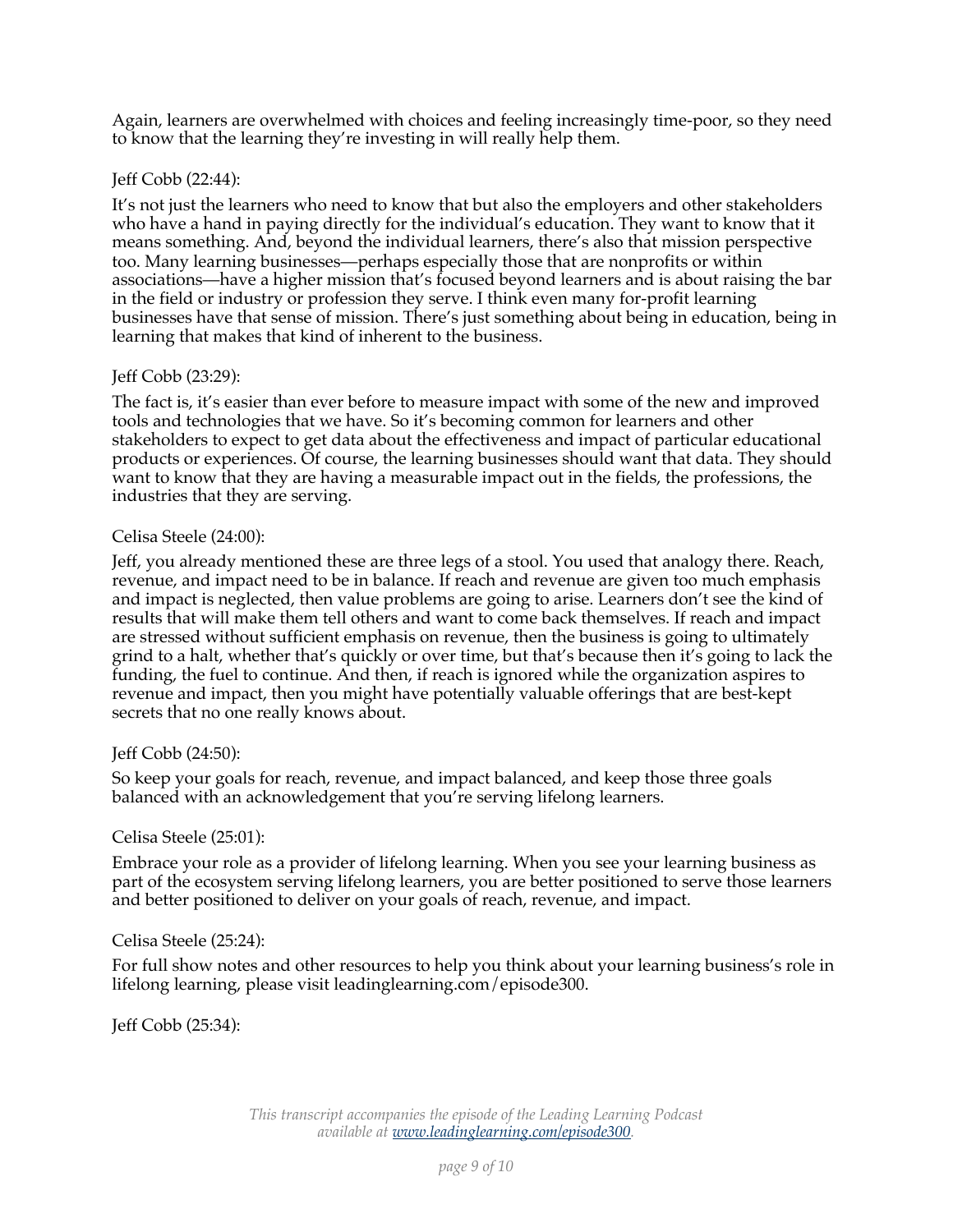Again, learners are overwhelmed with choices and feeling increasingly time-poor, so they need to know that the learning they're investing in will really help them.

Jeff Cobb (22:44):

It's not just the learners who need to know that but also the employers and other stakeholders who have a hand in paying directly for the individual's education. They want to know that it means something. And, beyond the individual learners, there's also that mission perspective too. Many learning businesses—perhaps especially those that are nonprofits or within associations—have a higher mission that's focused beyond learners and is about raising the bar in the field or industry or profession they serve. I think even many for-profit learning businesses have that sense of mission. There's just something about being in education, being in learning that makes that kind of inherent to the business.

Jeff Cobb (23:29):

The fact is, it's easier than ever before to measure impact with some of the new and improved tools and technologies that we have. So it's becoming common for learners and other stakeholders to expect to get data about the effectiveness and impact of particular educational products or experiences. Of course, the learning businesses should want that data. They should want to know that they are having a measurable impact out in the fields, the professions, the industries that they are serving.

Celisa Steele (24:00):

Jeff, you already mentioned these are three legs of a stool. You used that analogy there. Reach, revenue, and impact need to be in balance. If reach and revenue are given too much emphasis and impact is neglected, then value problems are going to arise. Learners don't see the kind of results that will make them tell others and want to come back themselves. If reach and impact are stressed without sufficient emphasis on revenue, then the business is going to ultimately grind to a halt, whether that's quickly or over time, but that's because then it's going to lack the funding, the fuel to continue. And then, if reach is ignored while the organization aspires to revenue and impact, then you might have potentially valuable offerings that are best-kept secrets that no one really knows about.

Jeff Cobb (24:50):

So keep your goals for reach, revenue, and impact balanced, and keep those three goals balanced with an acknowledgement that you're serving lifelong learners.

Celisa Steele (25:01):

Embrace your role as a provider of lifelong learning. When you see your learning business as part of the ecosystem serving lifelong learners, you are better positioned to serve those learners and better positioned to deliver on your goals of reach, revenue, and impact.

Celisa Steele (25:24):

For full show notes and other resources to help you think about your learning business's role in lifelong learning, please visit leadinglearning.com/episode300.

Jeff Cobb (25:34):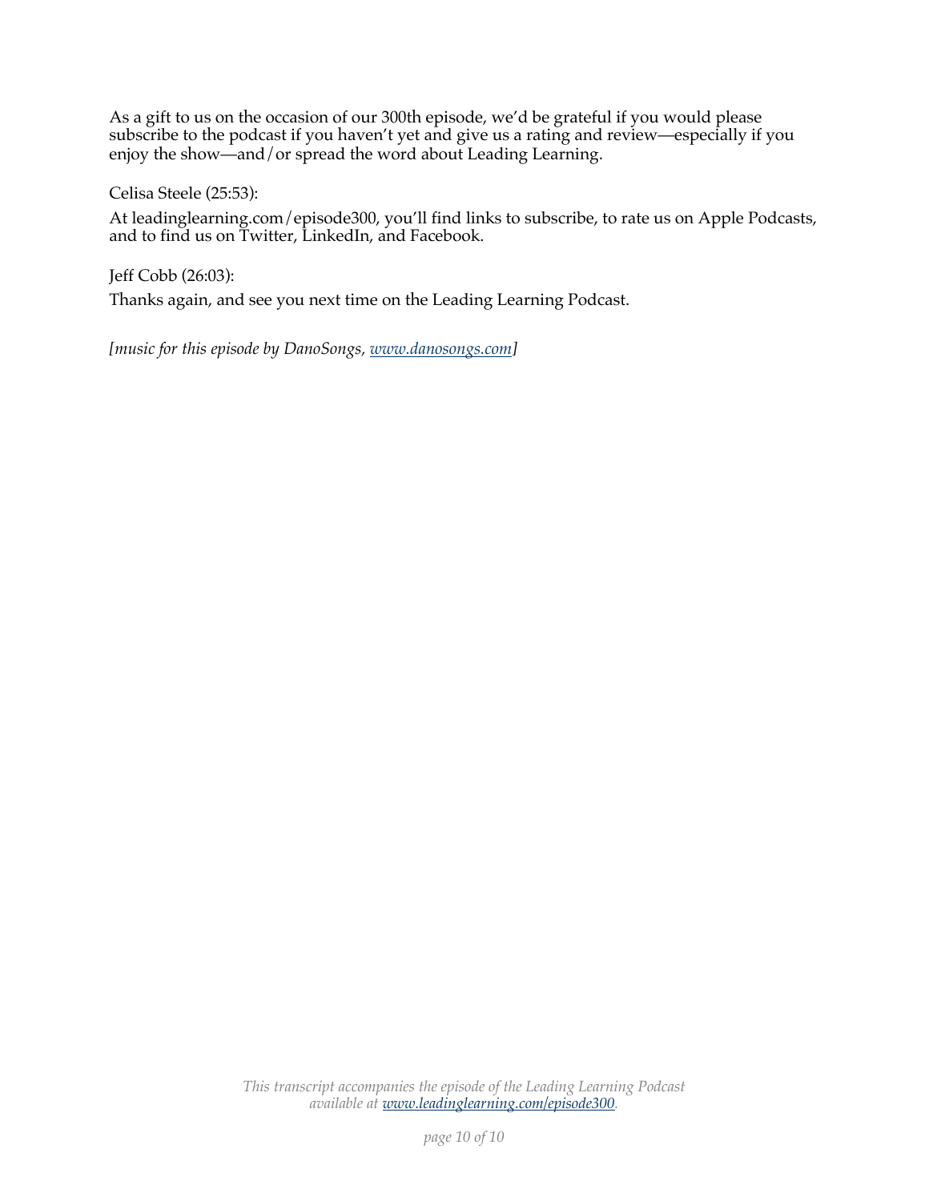As a gift to us on the occasion of our 300th episode, we'd be grateful if you would please subscribe to the podcast if you haven't yet and give us a rating and review—especially if you enjoy the show—and/or spread the word about Leading Learning.

Celisa Steele (25:53):

At leadinglearning.com/episode300, you'll find links to subscribe, to rate us on Apple Podcasts, and to find us on Twitter, LinkedIn, and Facebook.

Jeff Cobb (26:03):

Thanks again, and see you next time on the Leading Learning Podcast.

*[music for this episode by DanoSongs, [www.danosongs.com](http://www.danosongs.com)]*

*This transcript accompanies the episode of the Leading Learning Podcast available at [www.leadinglearning.com/episode300](http://www.leadinglearning.com/episode300).*